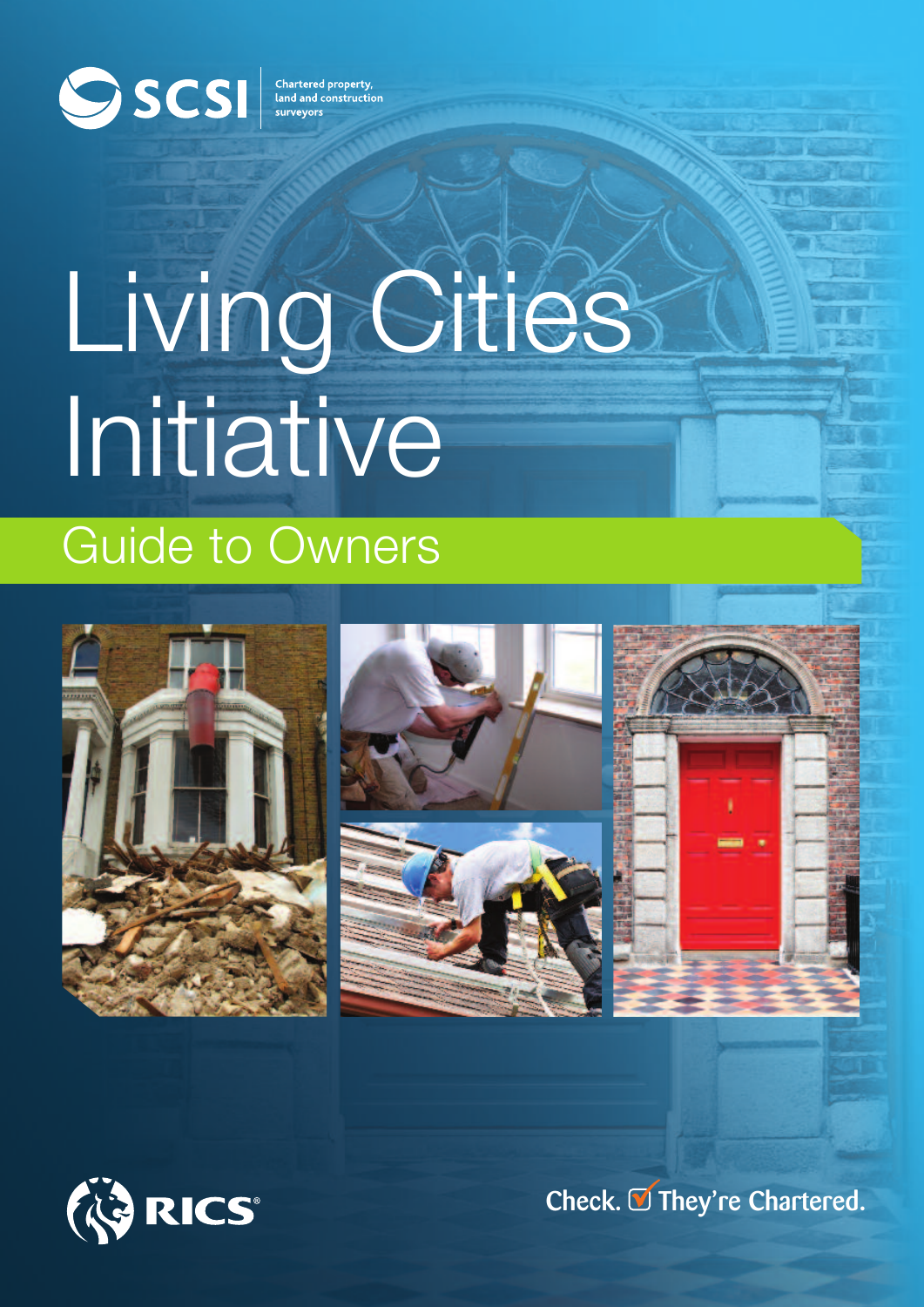SCSI Chartered property, land and construction surveyors

# Living Cities Initiative

## Guide to Owners

RICS

Check. They're Chartered.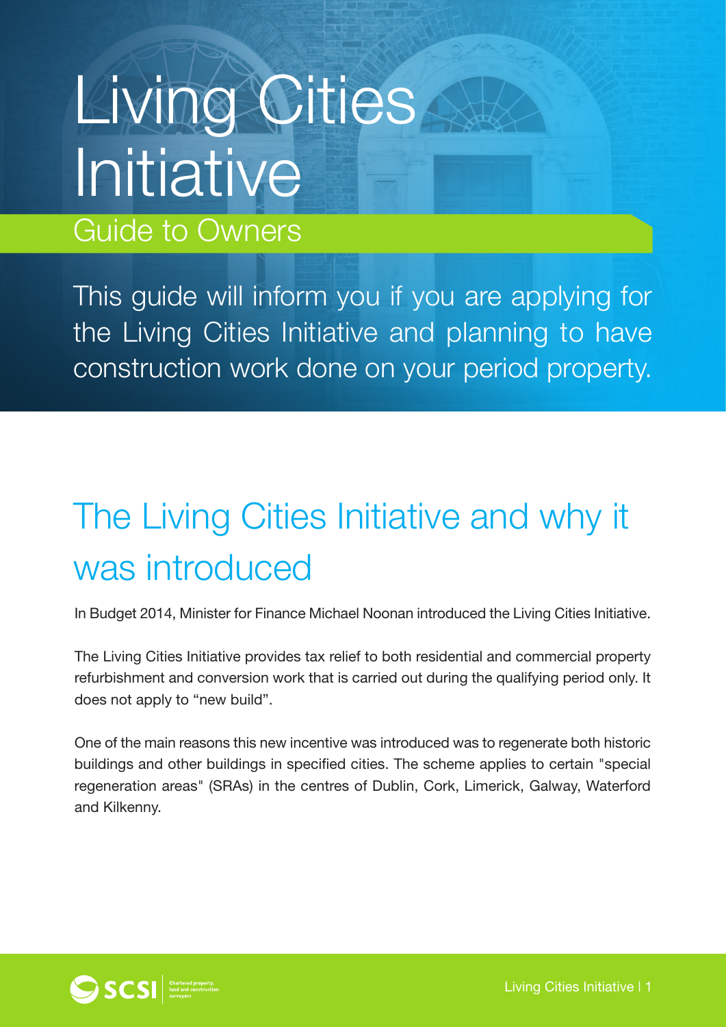# Living Cities Initiative

## Guide to Owners

This guide will inform you if you are applying for the Living Cities Initiative and planning to have construction work done on your period property.

## The Living Cities Initiative and why it was introduced

In Budget 2014, Minister for Finance Michael Noonan introduced the Living Cities Initiative.

The Living Cities Initiative provides tax relief to both residential and commercial property refurbishment and conversion work that is carried out during the qualifying period only. It does not apply to "new build".

One of the main reasons this new incentive was introduced was to regenerate both historic buildings and other buildings in specified cities. The scheme applies to certain "special regeneration areas" (SRAs) in the centres of Dublin, Cork, Limerick, Galway, Waterford and Kilkenny.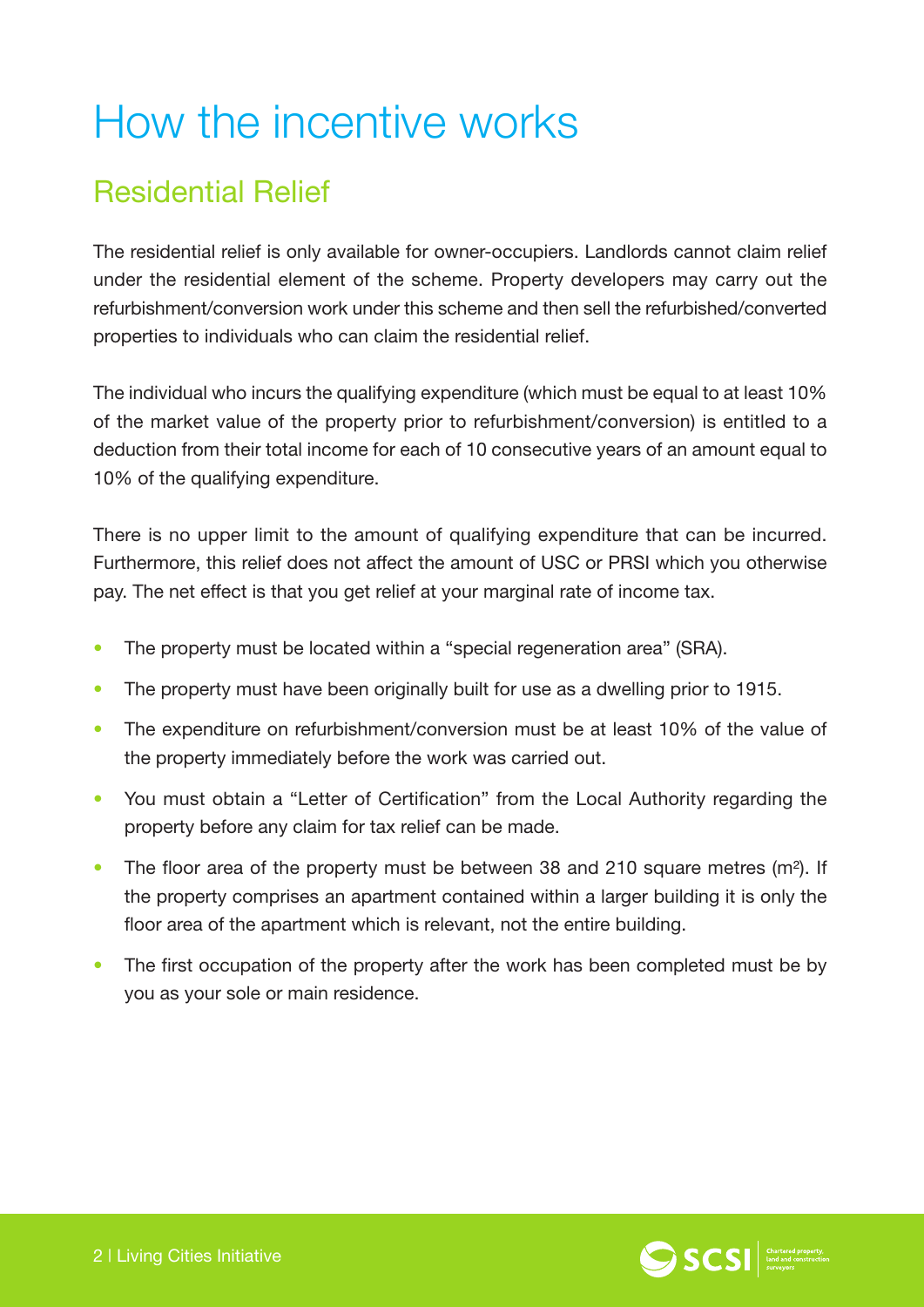# How the incentive works

## Residential Relief

The residential relief is only available for owner-occupiers. Landlords cannot claim relief under the residential element of the scheme. Property developers may carry out the refurbishment/conversion work under this scheme and then sell the refurbished/converted properties to individuals who can claim the residential relief.

The individual who incurs the qualifying expenditure (which must be equal to at least 10% of the market value of the property prior to refurbishment/conversion) is entitled to a deduction from their total income for each of 10 consecutive years of an amount equal to 10% of the qualifying expenditure.

There is no upper limit to the amount of qualifying expenditure that can be incurred. Furthermore, this relief does not affect the amount of USC or PRSI which you otherwise pay. The net effect is that you get relief at your marginal rate of income tax.

- The property must be located within a "special regeneration area" (SRA).
- The property must have been originally built for use as a dwelling prior to 1915.
- The expenditure on refurbishment/conversion must be at least 10% of the value of the property immediately before the work was carried out.
- You must obtain a "Letter of Certification" from the Local Authority regarding the property before any claim for tax relief can be made.
- The floor area of the property must be between 38 and 210 square metres ($m^2$). If the property comprises an apartment contained within a larger building it is only the floor area of the apartment which is relevant, not the entire building.
- The first occupation of the property after the work has been completed must be by you as your sole or main residence.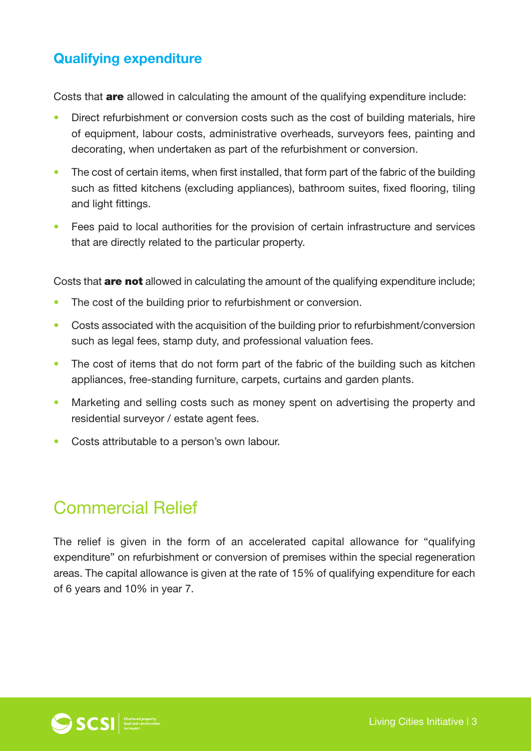### Qualifying expenditure

Costs that **are** allowed in calculating the amount of the qualifying expenditure include:

- Direct refurbishment or conversion costs such as the cost of building materials, hire of equipment, labour costs, administrative overheads, surveyors fees, painting and decorating, when undertaken as part of the refurbishment or conversion.
- The cost of certain items, when first installed, that form part of the fabric of the building such as fitted kitchens (excluding appliances), bathroom suites, fixed flooring, tiling and light fittings.
- Fees paid to local authorities for the provision of certain infrastructure and services that are directly related to the particular property.

Costs that **are not** allowed in calculating the amount of the qualifying expenditure include;

- The cost of the building prior to refurbishment or conversion.
- Costs associated with the acquisition of the building prior to refurbishment/conversion such as legal fees, stamp duty, and professional valuation fees.
- The cost of items that do not form part of the fabric of the building such as kitchen appliances, free-standing furniture, carpets, curtains and garden plants.
- Marketing and selling costs such as money spent on advertising the property and residential surveyor / estate agent fees.
- Costs attributable to a person's own labour.

## Commercial Relief

The relief is given in the form of an accelerated capital allowance for "qualifying expenditure" on refurbishment or conversion of premises within the special regeneration areas. The capital allowance is given at the rate of 15% of qualifying expenditure for each of 6 years and 10% in year 7.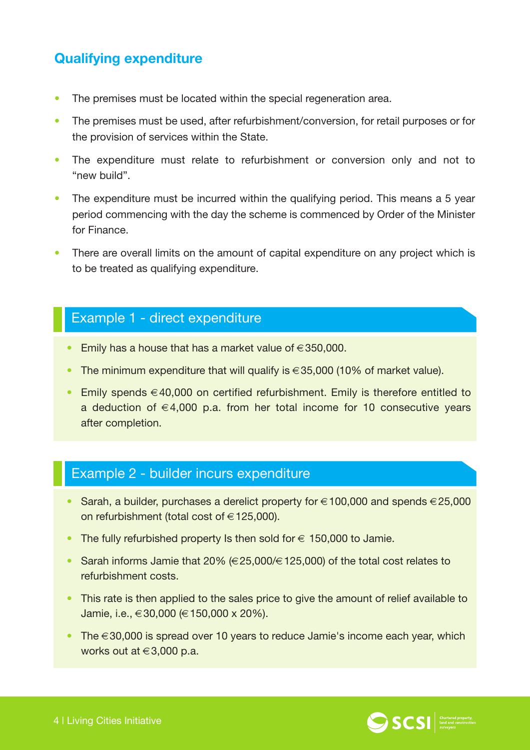## Qualifying expenditure

- The premises must be located within the special regeneration area.
- The premises must be used, after refurbishment/conversion, for retail purposes or for the provision of services within the State.
- The expenditure must relate to refurbishment or conversion only and not to "new build".
- The expenditure must be incurred within the qualifying period. This means a 5 year period commencing with the day the scheme is commenced by Order of the Minister for Finance.
- There are overall limits on the amount of capital expenditure on any project which is to be treated as qualifying expenditure.

### Example 1 - direct expenditure

- Emily has a house that has a market value of €350,000.
- The minimum expenditure that will qualify is €35,000 (10% of market value).
- Emily spends €40,000 on certified refurbishment. Emily is therefore entitled to a deduction of €4,000 p.a. from her total income for 10 consecutive years after completion.

### Example 2 - builder incurs expenditure

- Sarah, a builder, purchases a derelict property for €100,000 and spends €25,000 on refurbishment (total cost of €125,000).
- The fully refurbished property Is then sold for € 150,000 to Jamie.
- Sarah informs Jamie that 20% (€25,000/€125,000) of the total cost relates to refurbishment costs.
- This rate is then applied to the sales price to give the amount of relief available to Jamie, i.e., €30,000 (€150,000 x 20%).
- The €30,000 is spread over 10 years to reduce Jamie's income each year, which works out at €3,000 p.a.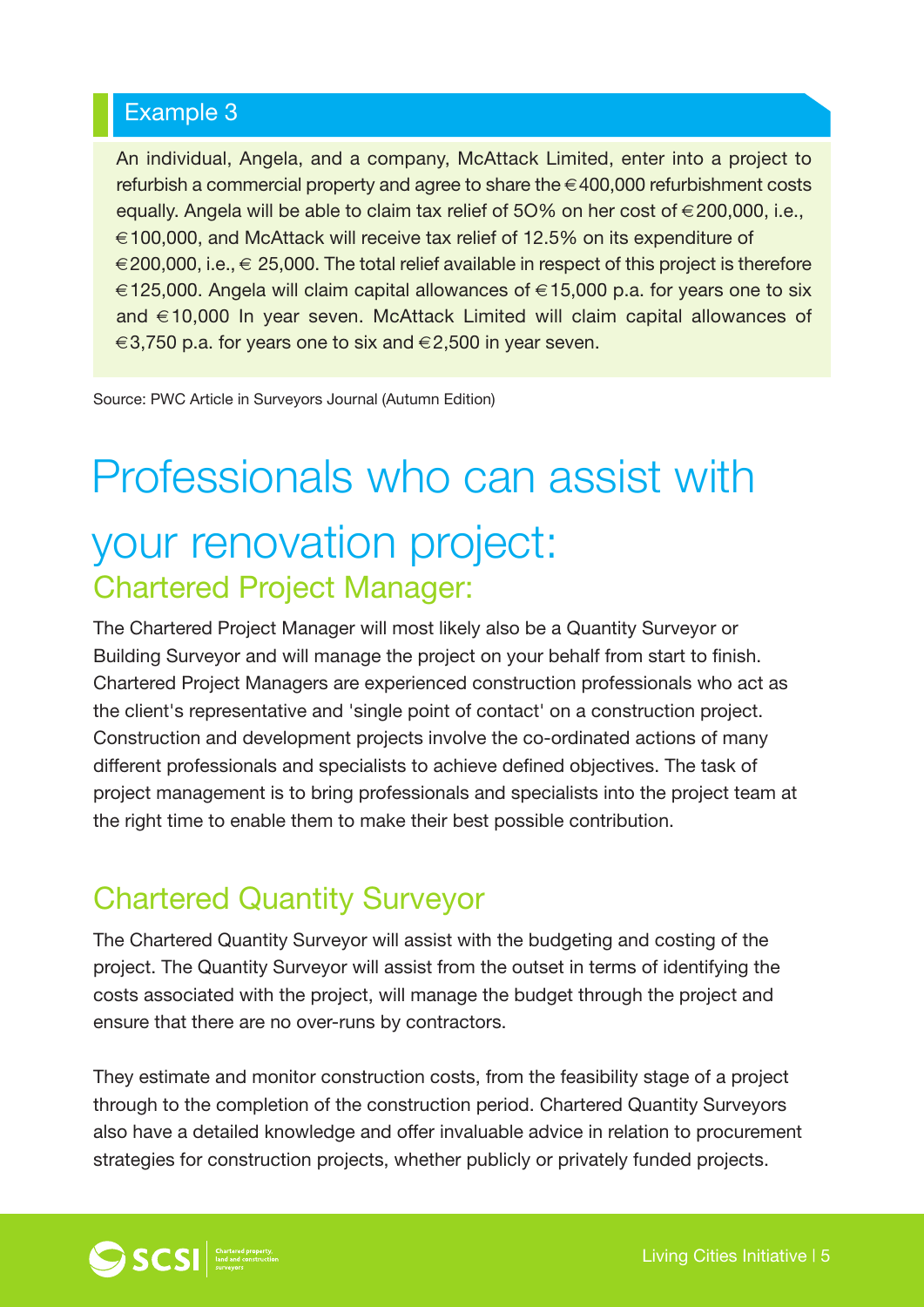### Example 3

An individual, Angela, and a company, McAttack Limited, enter into a project to refurbish a commercial property and agree to share the €400,000 refurbishment costs equally. Angela will be able to claim tax relief of 5O% on her cost of €200,000, i.e., €100,000, and McAttack will receive tax relief of 12.5% on its expenditure of €200,000, i.e., € 25,000. The total relief available in respect of this project is therefore €125,000. Angela will claim capital allowances of €15,000 p.a. for years one to six and €10,000 In year seven. McAttack Limited will claim capital allowances of €3,750 p.a. for years one to six and €2,500 in year seven.

Source: PWC Article in Surveyors Journal (Autumn Edition)

# Professionals who can assist with your renovation project:

## Chartered Project Manager:

The Chartered Project Manager will most likely also be a Quantity Surveyor or Building Surveyor and will manage the project on your behalf from start to finish. Chartered Project Managers are experienced construction professionals who act as the client's representative and 'single point of contact' on a construction project. Construction and development projects involve the co-ordinated actions of many different professionals and specialists to achieve defined objectives. The task of project management is to bring professionals and specialists into the project team at the right time to enable them to make their best possible contribution.

## Chartered Quantity Surveyor

The Chartered Quantity Surveyor will assist with the budgeting and costing of the project. The Quantity Surveyor will assist from the outset in terms of identifying the costs associated with the project, will manage the budget through the project and ensure that there are no over-runs by contractors.

They estimate and monitor construction costs, from the feasibility stage of a project through to the completion of the construction period. Chartered Quantity Surveyors also have a detailed knowledge and offer invaluable advice in relation to procurement strategies for construction projects, whether publicly or privately funded projects.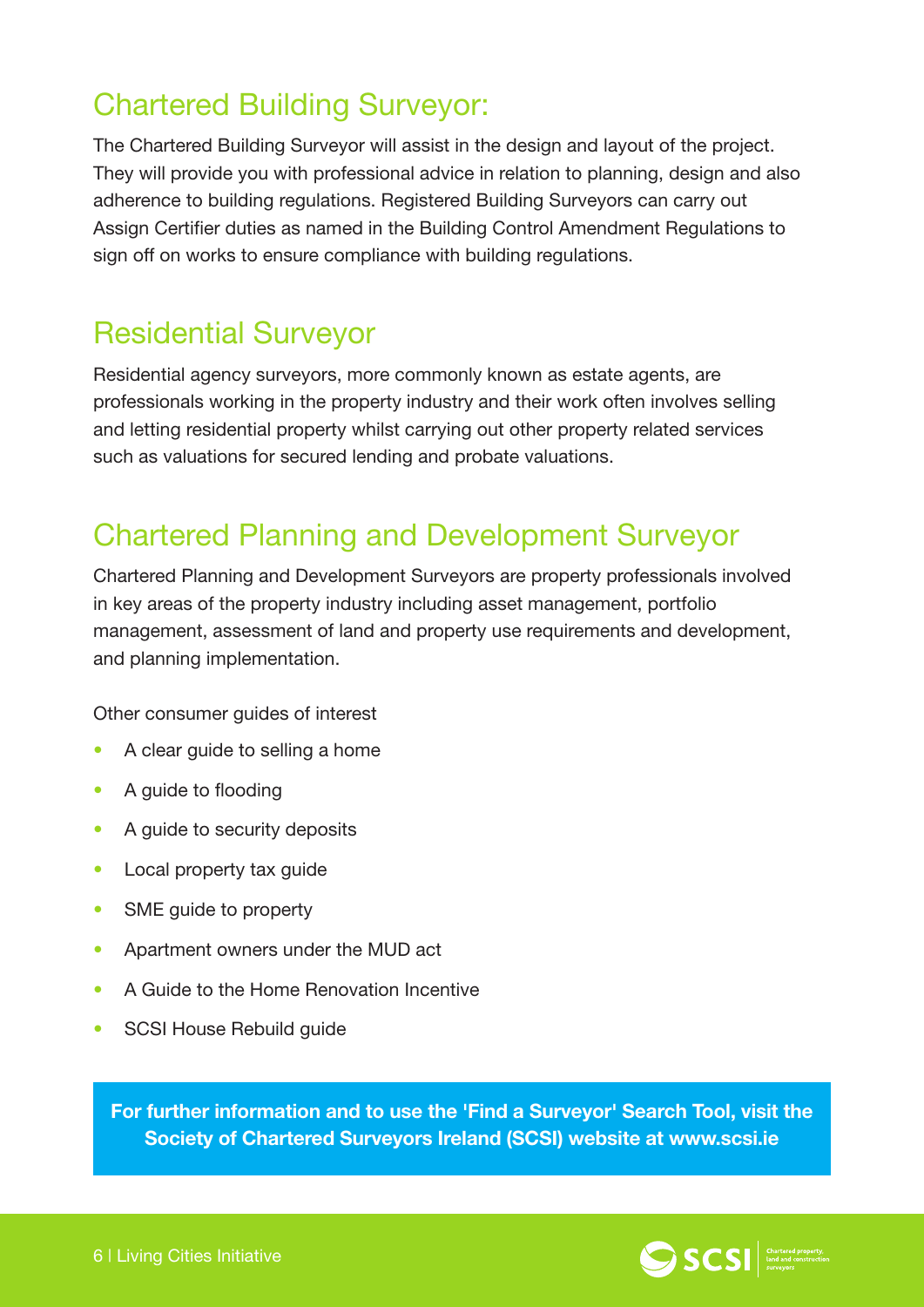## Chartered Building Surveyor:

The Chartered Building Surveyor will assist in the design and layout of the project. They will provide you with professional advice in relation to planning, design and also adherence to building regulations. Registered Building Surveyors can carry out Assign Certifier duties as named in the Building Control Amendment Regulations to sign off on works to ensure compliance with building regulations.

## Residential Surveyor

Residential agency surveyors, more commonly known as estate agents, are professionals working in the property industry and their work often involves selling and letting residential property whilst carrying out other property related services such as valuations for secured lending and probate valuations.

## Chartered Planning and Development Surveyor

Chartered Planning and Development Surveyors are property professionals involved in key areas of the property industry including asset management, portfolio management, assessment of land and property use requirements and development, and planning implementation.

Other consumer guides of interest

- A clear guide to selling a home
- A guide to flooding
- A guide to security deposits
- Local property tax guide
- SME guide to property
- Apartment owners under the MUD act
- A Guide to the Home Renovation Incentive
- SCSI House Rebuild guide

**For further information and to use the 'Find a Surveyor' Search Tool, visit the Society of Chartered Surveyors Ireland (SCSI) website at www.scsi.ie**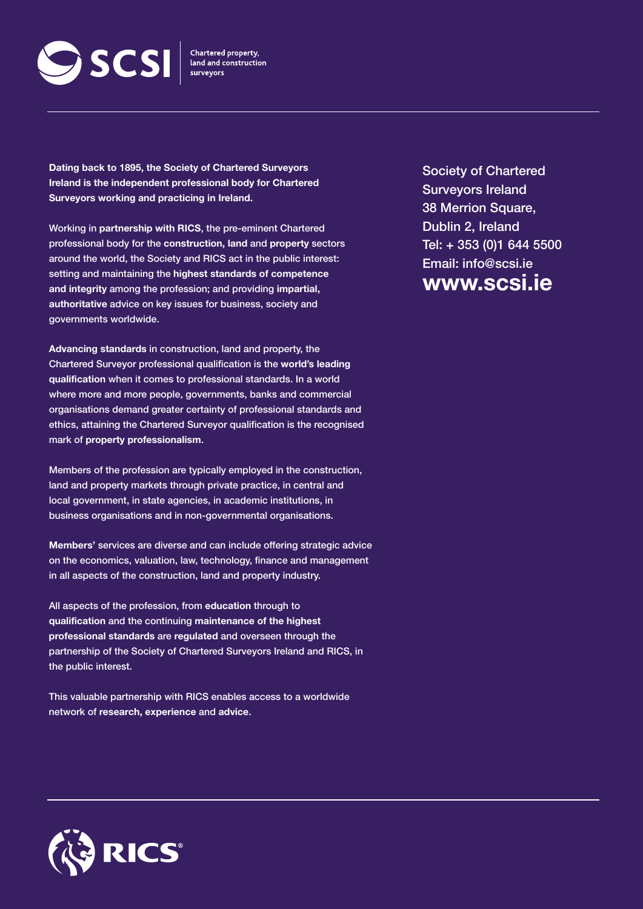SCSI

Chartered property, land and construction surveyors

**Dating back to 1895, the Society of Chartered Surveyors Ireland is the independent professional body for Chartered Surveyors working and practicing in Ireland.**

Working in **partnership with RICS**, the pre-eminent Chartered professional body for the **construction, land** and **property** sectors around the world, the Society and RICS act in the public interest: setting and maintaining the **highest standards of competence and integrity** among the profession; and providing **impartial, authoritative** advice on key issues for business, society and governments worldwide.

**Advancing standards** in construction, land and property, the Chartered Surveyor professional qualification is the **world's leading qualification** when it comes to professional standards. In a world where more and more people, governments, banks and commercial organisations demand greater certainty of professional standards and ethics, attaining the Chartered Surveyor qualification is the recognised mark of **property professionalism**.

Members of the profession are typically employed in the construction, land and property markets through private practice, in central and local government, in state agencies, in academic institutions, in business organisations and in non-governmental organisations.

**Members'** services are diverse and can include offering strategic advice on the economics, valuation, law, technology, finance and management in all aspects of the construction, land and property industry.

All aspects of the profession, from **education** through to **qualification** and the continuing **maintenance of the highest professional standards** are **regulated** and overseen through the partnership of the Society of Chartered Surveyors Ireland and RICS, in the public interest.

This valuable partnership with RICS enables access to a worldwide network of **research, experience** and **advice**.

Society of Chartered Surveyors Ireland
38 Merrion Square,
Dublin 2, Ireland
Tel: + 353 (0)1 644 5500
Email: info@scsi.ie
**www.scsi.ie**

RICS®